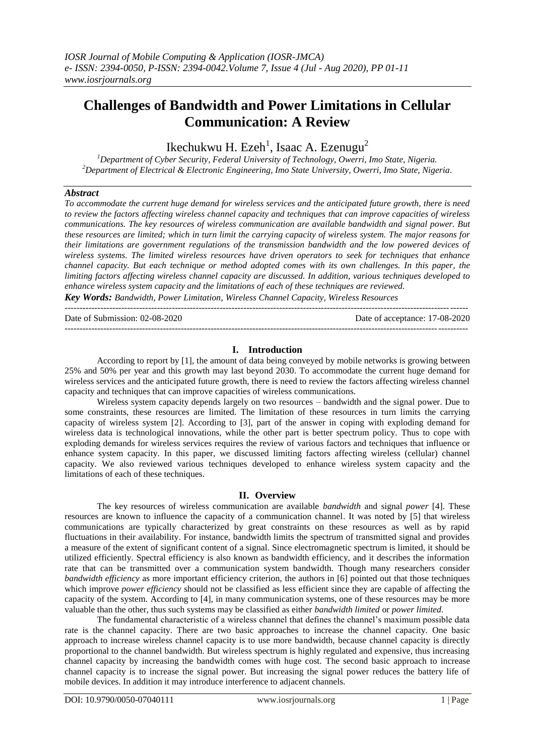# Challenges of Bandwidth and Power Limitations in Cellular Communication: A Review

Ikechukwu H. Ezeh[1], Isaac A. Ezenugu[2]

[1]*Department of Cyber Security, Federal University of Technology, Owerri, Imo State, Nigeria.*
[2]*Department of Electrical & Electronic Engineering, Imo State University, Owerri, Imo State, Nigeria.*

### *Abstract*

*To accommodate the current huge demand for wireless services and the anticipated future growth, there is need to review the factors affecting wireless channel capacity and techniques that can improve capacities of wireless communications. The key resources of wireless communication are available bandwidth and signal power. But these resources are limited; which in turn limit the carrying capacity of wireless system. The major reasons for their limitations are government regulations of the transmission bandwidth and the low powered devices of wireless systems. The limited wireless resources have driven operators to seek for techniques that enhance channel capacity. But each technique or method adopted comes with its own challenges. In this paper, the limiting factors affecting wireless channel capacity are discussed. In addition, various techniques developed to enhance wireless system capacity and the limitations of each of these techniques are reviewed.*

***Key Words:*** *Bandwidth, Power Limitation, Wireless Channel Capacity, Wireless Resources*

---

Date of Submission: 02-08-2020 Date of acceptance: 17-08-2020

---

## I. Introduction

According to report by [1], the amount of data being conveyed by mobile networks is growing between 25% and 50% per year and this growth may last beyond 2030. To accommodate the current huge demand for wireless services and the anticipated future growth, there is need to review the factors affecting wireless channel capacity and techniques that can improve capacities of wireless communications.

Wireless system capacity depends largely on two resources – bandwidth and the signal power. Due to some constraints, these resources are limited. The limitation of these resources in turn limits the carrying capacity of wireless system [2]. According to [3], part of the answer in coping with exploding demand for wireless data is technological innovations, while the other part is better spectrum policy. Thus to cope with exploding demands for wireless services requires the review of various factors and techniques that influence or enhance system capacity. In this paper, we discussed limiting factors affecting wireless (cellular) channel capacity. We also reviewed various techniques developed to enhance wireless system capacity and the limitations of each of these techniques.

## II. Overview

The key resources of wireless communication are available *bandwidth* and signal *power* [4]. These resources are known to influence the capacity of a communication channel. It was noted by [5] that wireless communications are typically characterized by great constraints on these resources as well as by rapid fluctuations in their availability. For instance, bandwidth limits the spectrum of transmitted signal and provides a measure of the extent of significant content of a signal. Since electromagnetic spectrum is limited, it should be utilized efficiently. Spectral efficiency is also known as bandwidth efficiency, and it describes the information rate that can be transmitted over a communication system bandwidth. Though many researchers consider *bandwidth efficiency* as more important efficiency criterion, the authors in [6] pointed out that those techniques which improve *power efficiency* should not be classified as less efficient since they are capable of affecting the capacity of the system. According to [4], in many communication systems, one of these resources may be more valuable than the other, thus such systems may be classified as either *bandwidth limited* or *power limited*.

The fundamental characteristic of a wireless channel that defines the channel's maximum possible data rate is the channel capacity. There are two basic approaches to increase the channel capacity. One basic approach to increase wireless channel capacity is to use more bandwidth, because channel capacity is directly proportional to the channel bandwidth. But wireless spectrum is highly regulated and expensive, thus increasing channel capacity by increasing the bandwidth comes with huge cost. The second basic approach to increase channel capacity is to increase the signal power. But increasing the signal power reduces the battery life of mobile devices. In addition it may introduce interference to adjacent channels.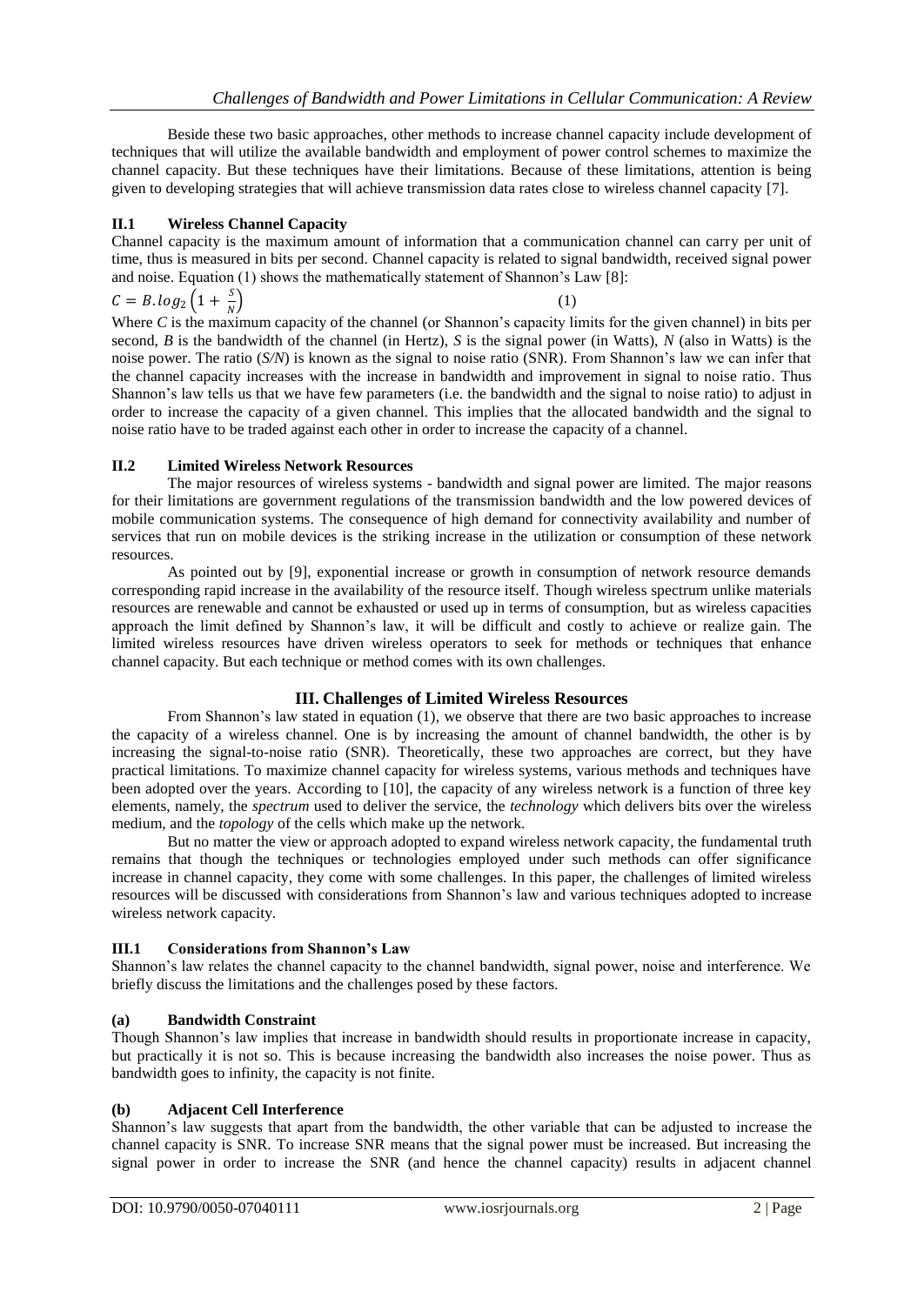Beside these two basic approaches, other methods to increase channel capacity include development of techniques that will utilize the available bandwidth and employment of power control schemes to maximize the channel capacity. But these techniques have their limitations. Because of these limitations, attention is being given to developing strategies that will achieve transmission data rates close to wireless channel capacity [7].

### II.1 Wireless Channel Capacity

Channel capacity is the maximum amount of information that a communication channel can carry per unit of time, thus is measured in bits per second. Channel capacity is related to signal bandwidth, received signal power and noise. Equation (1) shows the mathematically statement of Shannon's Law [8]:

$$C = B.log_2\left(1 + \frac{S}{N}\right) \quad (1)$$

Where *C* is the maximum capacity of the channel (or Shannon's capacity limits for the given channel) in bits per second, *B* is the bandwidth of the channel (in Hertz), *S* is the signal power (in Watts), *N* (also in Watts) is the noise power. The ratio (*S/N*) is known as the signal to noise ratio (SNR). From Shannon's law we can infer that the channel capacity increases with the increase in bandwidth and improvement in signal to noise ratio. Thus Shannon's law tells us that we have few parameters (i.e. the bandwidth and the signal to noise ratio) to adjust in order to increase the capacity of a given channel. This implies that the allocated bandwidth and the signal to noise ratio have to be traded against each other in order to increase the capacity of a channel.

### II.2 Limited Wireless Network Resources

The major resources of wireless systems - bandwidth and signal power are limited. The major reasons for their limitations are government regulations of the transmission bandwidth and the low powered devices of mobile communication systems. The consequence of high demand for connectivity availability and number of services that run on mobile devices is the striking increase in the utilization or consumption of these network resources.

As pointed out by [9], exponential increase or growth in consumption of network resource demands corresponding rapid increase in the availability of the resource itself. Though wireless spectrum unlike materials resources are renewable and cannot be exhausted or used up in terms of consumption, but as wireless capacities approach the limit defined by Shannon's law, it will be difficult and costly to achieve or realize gain. The limited wireless resources have driven wireless operators to seek for methods or techniques that enhance channel capacity. But each technique or method comes with its own challenges.

## III. Challenges of Limited Wireless Resources

From Shannon's law stated in equation (1), we observe that there are two basic approaches to increase the capacity of a wireless channel. One is by increasing the amount of channel bandwidth, the other is by increasing the signal-to-noise ratio (SNR). Theoretically, these two approaches are correct, but they have practical limitations. To maximize channel capacity for wireless systems, various methods and techniques have been adopted over the years. According to [10], the capacity of any wireless network is a function of three key elements, namely, the *spectrum* used to deliver the service, the *technology* which delivers bits over the wireless medium, and the *topology* of the cells which make up the network.

But no matter the view or approach adopted to expand wireless network capacity, the fundamental truth remains that though the techniques or technologies employed under such methods can offer significance increase in channel capacity, they come with some challenges. In this paper, the challenges of limited wireless resources will be discussed with considerations from Shannon's law and various techniques adopted to increase wireless network capacity.

### III.1 Considerations from Shannon's Law

Shannon's law relates the channel capacity to the channel bandwidth, signal power, noise and interference. We briefly discuss the limitations and the challenges posed by these factors.

#### (a) Bandwidth Constraint

Though Shannon's law implies that increase in bandwidth should results in proportionate increase in capacity, but practically it is not so. This is because increasing the bandwidth also increases the noise power. Thus as bandwidth goes to infinity, the capacity is not finite.

#### (b) Adjacent Cell Interference

Shannon's law suggests that apart from the bandwidth, the other variable that can be adjusted to increase the channel capacity is SNR. To increase SNR means that the signal power must be increased. But increasing the signal power in order to increase the SNR (and hence the channel capacity) results in adjacent channel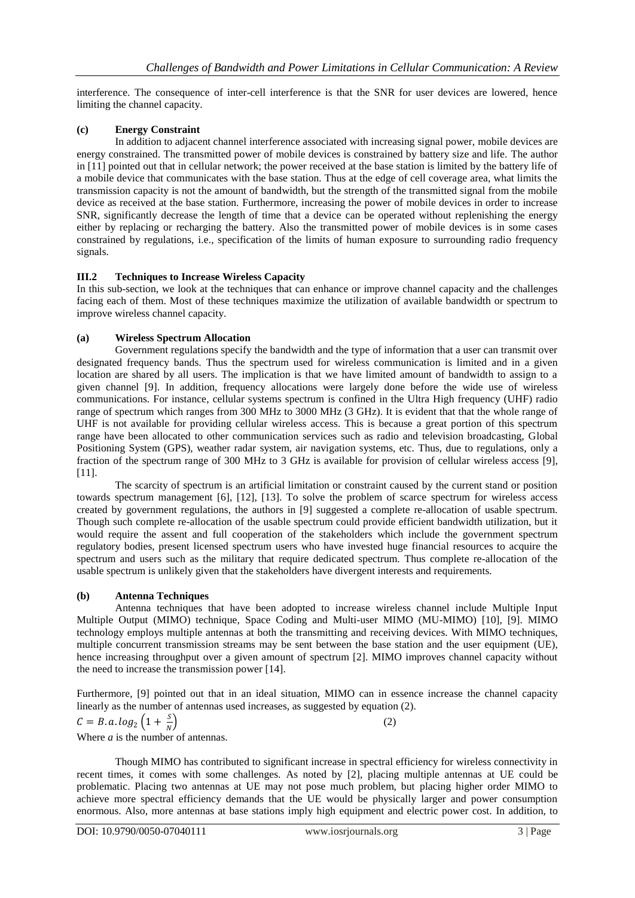interference. The consequence of inter-cell interference is that the SNR for user devices are lowered, hence limiting the channel capacity.

### (c) Energy Constraint

In addition to adjacent channel interference associated with increasing signal power, mobile devices are energy constrained. The transmitted power of mobile devices is constrained by battery size and life. The author in [11] pointed out that in cellular network; the power received at the base station is limited by the battery life of a mobile device that communicates with the base station. Thus at the edge of cell coverage area, what limits the transmission capacity is not the amount of bandwidth, but the strength of the transmitted signal from the mobile device as received at the base station. Furthermore, increasing the power of mobile devices in order to increase SNR, significantly decrease the length of time that a device can be operated without replenishing the energy either by replacing or recharging the battery. Also the transmitted power of mobile devices is in some cases constrained by regulations, i.e., specification of the limits of human exposure to surrounding radio frequency signals.

## III.2 Techniques to Increase Wireless Capacity

In this sub-section, we look at the techniques that can enhance or improve channel capacity and the challenges facing each of them. Most of these techniques maximize the utilization of available bandwidth or spectrum to improve wireless channel capacity.

### (a) Wireless Spectrum Allocation

Government regulations specify the bandwidth and the type of information that a user can transmit over designated frequency bands. Thus the spectrum used for wireless communication is limited and in a given location are shared by all users. The implication is that we have limited amount of bandwidth to assign to a given channel [9]. In addition, frequency allocations were largely done before the wide use of wireless communications. For instance, cellular systems spectrum is confined in the Ultra High frequency (UHF) radio range of spectrum which ranges from 300 MHz to 3000 MHz (3 GHz). It is evident that that the whole range of UHF is not available for providing cellular wireless access. This is because a great portion of this spectrum range have been allocated to other communication services such as radio and television broadcasting, Global Positioning System (GPS), weather radar system, air navigation systems, etc. Thus, due to regulations, only a fraction of the spectrum range of 300 MHz to 3 GHz is available for provision of cellular wireless access [9], [11].

The scarcity of spectrum is an artificial limitation or constraint caused by the current stand or position towards spectrum management [6], [12], [13]. To solve the problem of scarce spectrum for wireless access created by government regulations, the authors in [9] suggested a complete re-allocation of usable spectrum. Though such complete re-allocation of the usable spectrum could provide efficient bandwidth utilization, but it would require the assent and full cooperation of the stakeholders which include the government spectrum regulatory bodies, present licensed spectrum users who have invested huge financial resources to acquire the spectrum and users such as the military that require dedicated spectrum. Thus complete re-allocation of the usable spectrum is unlikely given that the stakeholders have divergent interests and requirements.

### (b) Antenna Techniques

Antenna techniques that have been adopted to increase wireless channel include Multiple Input Multiple Output (MIMO) technique, Space Coding and Multi-user MIMO (MU-MIMO) [10], [9]. MIMO technology employs multiple antennas at both the transmitting and receiving devices. With MIMO techniques, multiple concurrent transmission streams may be sent between the base station and the user equipment (UE), hence increasing throughput over a given amount of spectrum [2]. MIMO improves channel capacity without the need to increase the transmission power [14].

Furthermore, [9] pointed out that in an ideal situation, MIMO can in essence increase the channel capacity linearly as the number of antennas used increases, as suggested by equation (2).

$$C = B.a.\log_2\left(1 + \frac{S}{N}\right) \qquad (2)$$

Where *a* is the number of antennas.

Though MIMO has contributed to significant increase in spectral efficiency for wireless connectivity in recent times, it comes with some challenges. As noted by [2], placing multiple antennas at UE could be problematic. Placing two antennas at UE may not pose much problem, but placing higher order MIMO to achieve more spectral efficiency demands that the UE would be physically larger and power consumption enormous. Also, more antennas at base stations imply high equipment and electric power cost. In addition, to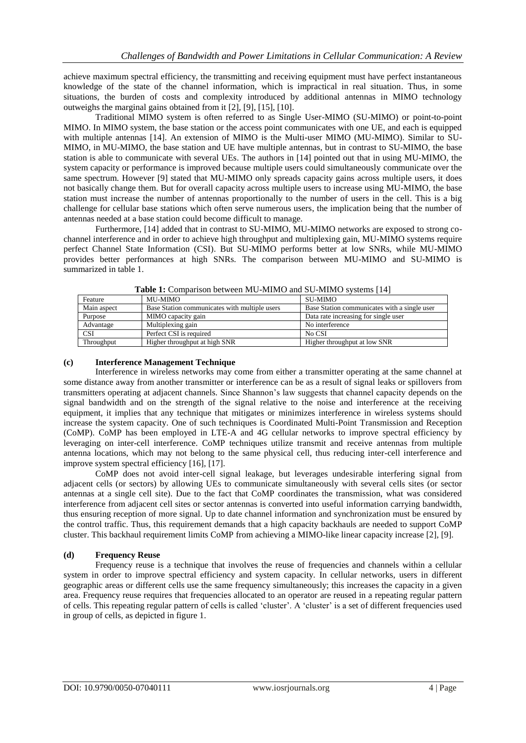achieve maximum spectral efficiency, the transmitting and receiving equipment must have perfect instantaneous knowledge of the state of the channel information, which is impractical in real situation. Thus, in some situations, the burden of costs and complexity introduced by additional antennas in MIMO technology outweighs the marginal gains obtained from it [2], [9], [15], [10].

Traditional MIMO system is often referred to as Single User-MIMO (SU-MIMO) or point-to-point MIMO. In MIMO system, the base station or the access point communicates with one UE, and each is equipped with multiple antennas [14]. An extension of MIMO is the Multi-user MIMO (MU-MIMO). Similar to SU-MIMO, in MU-MIMO, the base station and UE have multiple antennas, but in contrast to SU-MIMO, the base station is able to communicate with several UEs. The authors in [14] pointed out that in using MU-MIMO, the system capacity or performance is improved because multiple users could simultaneously communicate over the same spectrum. However [9] stated that MU-MIMO only spreads capacity gains across multiple users, it does not basically change them. But for overall capacity across multiple users to increase using MU-MIMO, the base station must increase the number of antennas proportionally to the number of users in the cell. This is a big challenge for cellular base stations which often serve numerous users, the implication being that the number of antennas needed at a base station could become difficult to manage.

Furthermore, [14] added that in contrast to SU-MIMO, MU-MIMO networks are exposed to strong co-channel interference and in order to achieve high throughput and multiplexing gain, MU-MIMO systems require perfect Channel State Information (CSI). But SU-MIMO performs better at low SNRs, while MU-MIMO provides better performances at high SNRs. The comparison between MU-MIMO and SU-MIMO is summarized in table 1.

**Table 1:** Comparison between MU-MIMO and SU-MIMO systems [14]

| Feature | MU-MIMO | SU-MIMO |
|---|---|---|
| Main aspect | Base Station communicates with multiple users | Base Station communicates with a single user |
| Purpose | MIMO capacity gain | Data rate increasing for single user |
| Advantage | Multiplexing gain | No interference |
| CSI | Perfect CSI is required | No CSI |
| Throughput | Higher throughput at high SNR | Higher throughput at low SNR |

### (c) Interference Management Technique

Interference in wireless networks may come from either a transmitter operating at the same channel at some distance away from another transmitter or interference can be as a result of signal leaks or spillovers from transmitters operating at adjacent channels. Since Shannon's law suggests that channel capacity depends on the signal bandwidth and on the strength of the signal relative to the noise and interference at the receiving equipment, it implies that any technique that mitigates or minimizes interference in wireless systems should increase the system capacity. One of such techniques is Coordinated Multi-Point Transmission and Reception (CoMP). CoMP has been employed in LTE-A and 4G cellular networks to improve spectral efficiency by leveraging on inter-cell interference. CoMP techniques utilize transmit and receive antennas from multiple antenna locations, which may not belong to the same physical cell, thus reducing inter-cell interference and improve system spectral efficiency [16], [17].

CoMP does not avoid inter-cell signal leakage, but leverages undesirable interfering signal from adjacent cells (or sectors) by allowing UEs to communicate simultaneously with several cells sites (or sector antennas at a single cell site). Due to the fact that CoMP coordinates the transmission, what was considered interference from adjacent cell sites or sector antennas is converted into useful information carrying bandwidth, thus ensuring reception of more signal. Up to date channel information and synchronization must be ensured by the control traffic. Thus, this requirement demands that a high capacity backhauls are needed to support CoMP cluster. This backhaul requirement limits CoMP from achieving a MIMO-like linear capacity increase [2], [9].

### (d) Frequency Reuse

Frequency reuse is a technique that involves the reuse of frequencies and channels within a cellular system in order to improve spectral efficiency and system capacity. In cellular networks, users in different geographic areas or different cells use the same frequency simultaneously; this increases the capacity in a given area. Frequency reuse requires that frequencies allocated to an operator are reused in a repeating regular pattern of cells. This repeating regular pattern of cells is called 'cluster'. A 'cluster' is a set of different frequencies used in group of cells, as depicted in figure 1.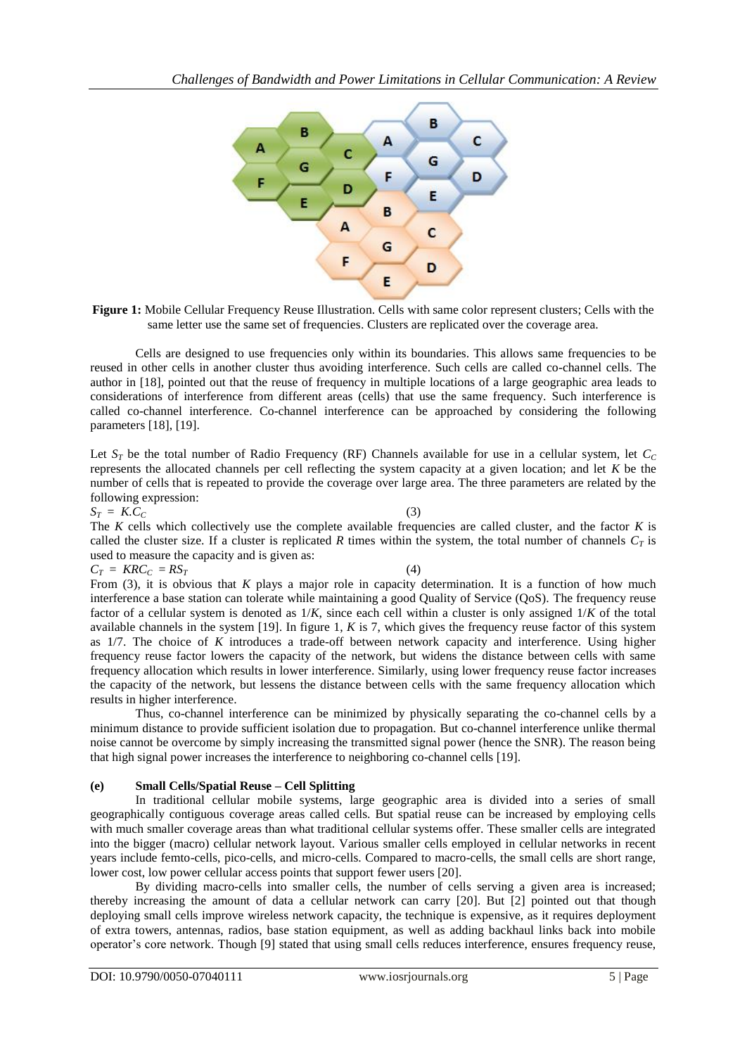**Figure 1:** Mobile Cellular Frequency Reuse Illustration. Cells with same color represent clusters; Cells with the same letter use the same set of frequencies. Clusters are replicated over the coverage area.

Cells are designed to use frequencies only within its boundaries. This allows same frequencies to be reused in other cells in another cluster thus avoiding interference. Such cells are called co-channel cells. The author in [18], pointed out that the reuse of frequency in multiple locations of a large geographic area leads to considerations of interference from different areas (cells) that use the same frequency. Such interference is called co-channel interference. Co-channel interference can be approached by considering the following parameters [18], [19].

Let $S_T$ be the total number of Radio Frequency (RF) Channels available for use in a cellular system, let $C_C$ represents the allocated channels per cell reflecting the system capacity at a given location; and let $K$ be the number of cells that is repeated to provide the coverage over large area. The three parameters are related by the following expression:

$$S_T = K.C_C \tag{3}$$

The $K$ cells which collectively use the complete available frequencies are called cluster, and the factor $K$ is called the cluster size. If a cluster is replicated $R$ times within the system, the total number of channels $C_T$ is used to measure the capacity and is given as:

$$C_T = KRC_C = RS_T \tag{4}$$

From (3), it is obvious that $K$ plays a major role in capacity determination. It is a function of how much interference a base station can tolerate while maintaining a good Quality of Service (QoS). The frequency reuse factor of a cellular system is denoted as $1/K$, since each cell within a cluster is only assigned $1/K$ of the total available channels in the system [19]. In figure 1, $K$ is 7, which gives the frequency reuse factor of this system as 1/7. The choice of $K$ introduces a trade-off between network capacity and interference. Using higher frequency reuse factor lowers the capacity of the network, but widens the distance between cells with same frequency allocation which results in lower interference. Similarly, using lower frequency reuse factor increases the capacity of the network, but lessens the distance between cells with the same frequency allocation which results in higher interference.

Thus, co-channel interference can be minimized by physically separating the co-channel cells by a minimum distance to provide sufficient isolation due to propagation. But co-channel interference unlike thermal noise cannot be overcome by simply increasing the transmitted signal power (hence the SNR). The reason being that high signal power increases the interference to neighboring co-channel cells [19].

### (e) Small Cells/Spatial Reuse – Cell Splitting

In traditional cellular mobile systems, large geographic area is divided into a series of small geographically contiguous coverage areas called cells. But spatial reuse can be increased by employing cells with much smaller coverage areas than what traditional cellular systems offer. These smaller cells are integrated into the bigger (macro) cellular network layout. Various smaller cells employed in cellular networks in recent years include femto-cells, pico-cells, and micro-cells. Compared to macro-cells, the small cells are short range, lower cost, low power cellular access points that support fewer users [20].

By dividing macro-cells into smaller cells, the number of cells serving a given area is increased; thereby increasing the amount of data a cellular network can carry [20]. But [2] pointed out that though deploying small cells improve wireless network capacity, the technique is expensive, as it requires deployment of extra towers, antennas, radios, base station equipment, as well as adding backhaul links back into mobile operator's core network. Though [9] stated that using small cells reduces interference, ensures frequency reuse,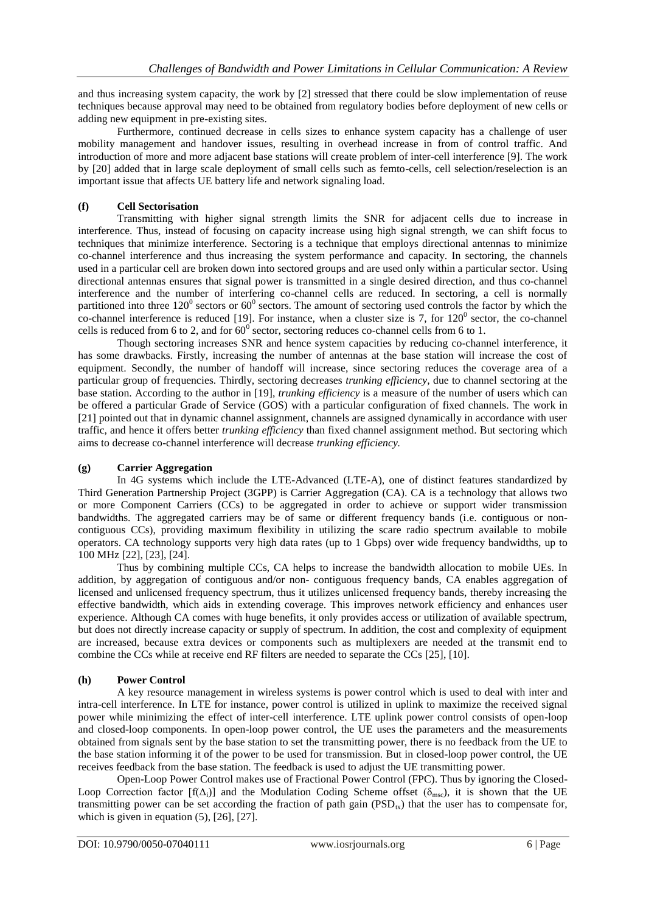and thus increasing system capacity, the work by [2] stressed that there could be slow implementation of reuse techniques because approval may need to be obtained from regulatory bodies before deployment of new cells or adding new equipment in pre-existing sites.

Furthermore, continued decrease in cells sizes to enhance system capacity has a challenge of user mobility management and handover issues, resulting in overhead increase in from of control traffic. And introduction of more and more adjacent base stations will create problem of inter-cell interference [9]. The work by [20] added that in large scale deployment of small cells such as femto-cells, cell selection/reselection is an important issue that affects UE battery life and network signaling load.

### (f) Cell Sectorisation

Transmitting with higher signal strength limits the SNR for adjacent cells due to increase in interference. Thus, instead of focusing on capacity increase using high signal strength, we can shift focus to techniques that minimize interference. Sectoring is a technique that employs directional antennas to minimize co-channel interference and thus increasing the system performance and capacity. In sectoring, the channels used in a particular cell are broken down into sectored groups and are used only within a particular sector. Using directional antennas ensures that signal power is transmitted in a single desired direction, and thus co-channel interference and the number of interfering co-channel cells are reduced. In sectoring, a cell is normally partitioned into three $120^0$ sectors or $60^0$ sectors. The amount of sectoring used controls the factor by which the co-channel interference is reduced [19]. For instance, when a cluster size is 7, for $120^0$ sector, the co-channel cells is reduced from 6 to 2, and for $60^0$ sector, sectoring reduces co-channel cells from 6 to 1.

Though sectoring increases SNR and hence system capacities by reducing co-channel interference, it has some drawbacks. Firstly, increasing the number of antennas at the base station will increase the cost of equipment. Secondly, the number of handoff will increase, since sectoring reduces the coverage area of a particular group of frequencies. Thirdly, sectoring decreases *trunking efficiency*, due to channel sectoring at the base station. According to the author in [19], *trunking efficiency* is a measure of the number of users which can be offered a particular Grade of Service (GOS) with a particular configuration of fixed channels. The work in [21] pointed out that in dynamic channel assignment, channels are assigned dynamically in accordance with user traffic, and hence it offers better *trunking efficiency* than fixed channel assignment method. But sectoring which aims to decrease co-channel interference will decrease *trunking efficiency.*

### (g) Carrier Aggregation

In 4G systems which include the LTE-Advanced (LTE-A), one of distinct features standardized by Third Generation Partnership Project (3GPP) is Carrier Aggregation (CA). CA is a technology that allows two or more Component Carriers (CCs) to be aggregated in order to achieve or support wider transmission bandwidths. The aggregated carriers may be of same or different frequency bands (i.e. contiguous or non-contiguous CCs), providing maximum flexibility in utilizing the scare radio spectrum available to mobile operators. CA technology supports very high data rates (up to 1 Gbps) over wide frequency bandwidths, up to 100 MHz [22], [23], [24].

Thus by combining multiple CCs, CA helps to increase the bandwidth allocation to mobile UEs. In addition, by aggregation of contiguous and/or non- contiguous frequency bands, CA enables aggregation of licensed and unlicensed frequency spectrum, thus it utilizes unlicensed frequency bands, thereby increasing the effective bandwidth, which aids in extending coverage. This improves network efficiency and enhances user experience. Although CA comes with huge benefits, it only provides access or utilization of available spectrum, but does not directly increase capacity or supply of spectrum. In addition, the cost and complexity of equipment are increased, because extra devices or components such as multiplexers are needed at the transmit end to combine the CCs while at receive end RF filters are needed to separate the CCs [25], [10].

### (h) Power Control

A key resource management in wireless systems is power control which is used to deal with inter and intra-cell interference. In LTE for instance, power control is utilized in uplink to maximize the received signal power while minimizing the effect of inter-cell interference. LTE uplink power control consists of open-loop and closed-loop components. In open-loop power control, the UE uses the parameters and the measurements obtained from signals sent by the base station to set the transmitting power, there is no feedback from the UE to the base station informing it of the power to be used for transmission. But in closed-loop power control, the UE receives feedback from the base station. The feedback is used to adjust the UE transmitting power.

Open-Loop Power Control makes use of Fractional Power Control (FPC). Thus by ignoring the Closed-Loop Correction factor [$f(\Delta_i)$] and the Modulation Coding Scheme offset ($\delta_{msc}$), it is shown that the UE transmitting power can be set according the fraction of path gain ($PSD_{tx}$) that the user has to compensate for, which is given in equation (5), [26], [27].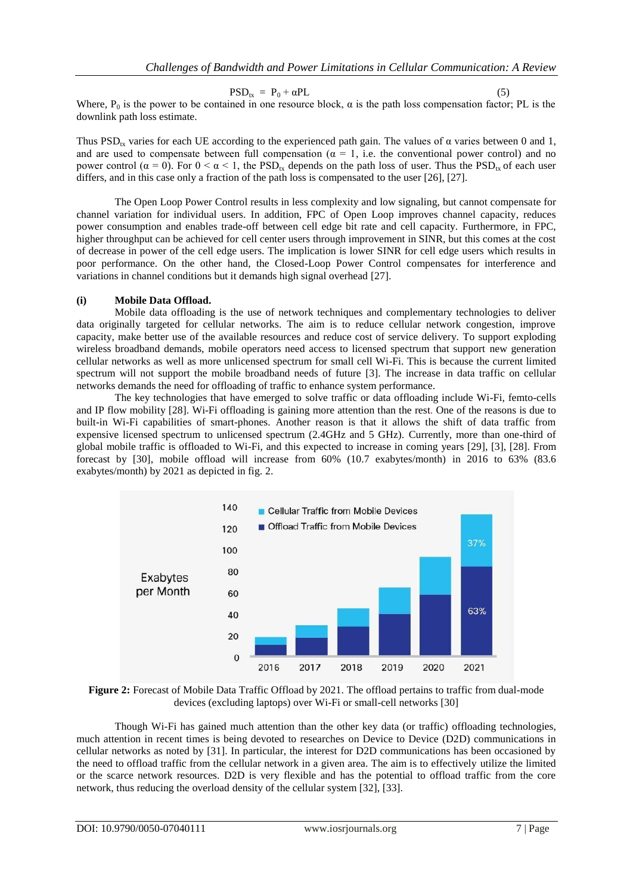$$PSD_{tx} = P_0 + \alpha PL \tag{5}$$

Where, $P_0$ is the power to be contained in one resource block, $\alpha$ is the path loss compensation factor; PL is the downlink path loss estimate.

Thus $PSD_{tx}$ varies for each UE according to the experienced path gain. The values of $\alpha$ varies between 0 and 1, and are used to compensate between full compensation ($\alpha = 1$, i.e. the conventional power control) and no power control ($\alpha = 0$). For $0 < \alpha < 1$, the $PSD_{tx}$ depends on the path loss of user. Thus the $PSD_{tx}$ of each user differs, and in this case only a fraction of the path loss is compensated to the user [26], [27].

The Open Loop Power Control results in less complexity and low signaling, but cannot compensate for channel variation for individual users. In addition, FPC of Open Loop improves channel capacity, reduces power consumption and enables trade-off between cell edge bit rate and cell capacity. Furthermore, in FPC, higher throughput can be achieved for cell center users through improvement in SINR, but this comes at the cost of decrease in power of the cell edge users. The implication is lower SINR for cell edge users which results in poor performance. On the other hand, the Closed-Loop Power Control compensates for interference and variations in channel conditions but it demands high signal overhead [27].

**(i) Mobile Data Offload.**

Mobile data offloading is the use of network techniques and complementary technologies to deliver data originally targeted for cellular networks. The aim is to reduce cellular network congestion, improve capacity, make better use of the available resources and reduce cost of service delivery. To support exploding wireless broadband demands, mobile operators need access to licensed spectrum that support new generation cellular networks as well as more unlicensed spectrum for small cell Wi-Fi. This is because the current limited spectrum will not support the mobile broadband needs of future [3]. The increase in data traffic on cellular networks demands the need for offloading of traffic to enhance system performance.

The key technologies that have emerged to solve traffic or data offloading include Wi-Fi, femto-cells and IP flow mobility [28]. Wi-Fi offloading is gaining more attention than the rest. One of the reasons is due to built-in Wi-Fi capabilities of smart-phones. Another reason is that it allows the shift of data traffic from expensive licensed spectrum to unlicensed spectrum (2.4GHz and 5 GHz). Currently, more than one-third of global mobile traffic is offloaded to Wi-Fi, and this expected to increase in coming years [29], [3], [28]. From forecast by [30], mobile offload will increase from 60% (10.7 exabytes/month) in 2016 to 63% (83.6 exabytes/month) by 2021 as depicted in fig. 2.

**Figure 2:** Forecast of Mobile Data Traffic Offload by 2021. The offload pertains to traffic from dual-mode devices (excluding laptops) over Wi-Fi or small-cell networks [30]

Though Wi-Fi has gained much attention than the other key data (or traffic) offloading technologies, much attention in recent times is being devoted to researches on Device to Device (D2D) communications in cellular networks as noted by [31]. In particular, the interest for D2D communications has been occasioned by the need to offload traffic from the cellular network in a given area. The aim is to effectively utilize the limited or the scarce network resources. D2D is very flexible and has the potential to offload traffic from the core network, thus reducing the overload density of the cellular system [32], [33].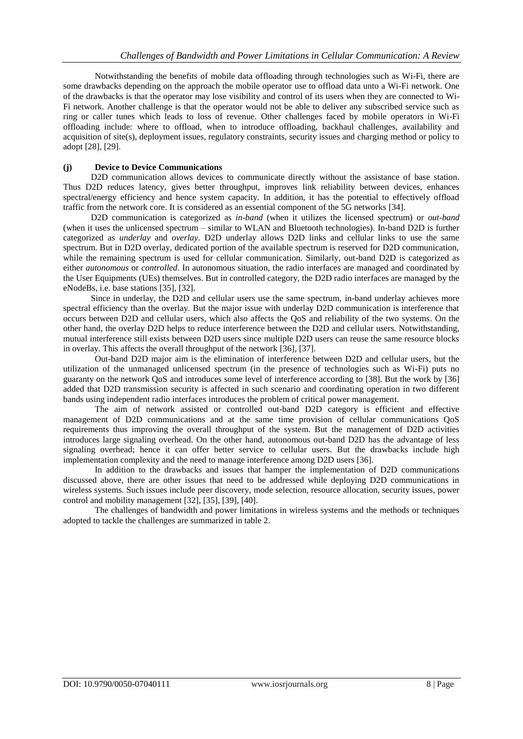Notwithstanding the benefits of mobile data offloading through technologies such as Wi-Fi, there are some drawbacks depending on the approach the mobile operator use to offload data unto a Wi-Fi network. One of the drawbacks is that the operator may lose visibility and control of its users when they are connected to Wi-Fi network. Another challenge is that the operator would not be able to deliver any subscribed service such as ring or caller tunes which leads to loss of revenue. Other challenges faced by mobile operators in Wi-Fi offloading include: where to offload, when to introduce offloading, backhaul challenges, availability and acquisition of site(s), deployment issues, regulatory constraints, security issues and charging method or policy to adopt [28], [29].

### (j) Device to Device Communications

D2D communication allows devices to communicate directly without the assistance of base station. Thus D2D reduces latency, gives better throughput, improves link reliability between devices, enhances spectral/energy efficiency and hence system capacity. In addition, it has the potential to effectively offload traffic from the network core. It is considered as an essential component of the 5G networks [34].

D2D communication is categorized as *in-band* (when it utilizes the licensed spectrum) or *out-band* (when it uses the unlicensed spectrum – similar to WLAN and Bluetooth technologies). In-band D2D is further categorized as *underlay* and *overlay*. D2D underlay allows D2D links and cellular links to use the same spectrum. But in D2D overlay, dedicated portion of the available spectrum is reserved for D2D communication, while the remaining spectrum is used for cellular communication. Similarly, out-band D2D is categorized as either *autonomous* or *controlled*. In autonomous situation, the radio interfaces are managed and coordinated by the User Equipments (UEs) themselves. But in controlled category, the D2D radio interfaces are managed by the eNodeBs, i.e. base stations [35], [32].

Since in underlay, the D2D and cellular users use the same spectrum, in-band underlay achieves more spectral efficiency than the overlay. But the major issue with underlay D2D communication is interference that occurs between D2D and cellular users, which also affects the QoS and reliability of the two systems. On the other hand, the overlay D2D helps to reduce interference between the D2D and cellular users. Notwithstanding, mutual interference still exists between D2D users since multiple D2D users can reuse the same resource blocks in overlay. This affects the overall throughput of the network [36], [37].

Out-band D2D major aim is the elimination of interference between D2D and cellular users, but the utilization of the unmanaged unlicensed spectrum (in the presence of technologies such as Wi-Fi) puts no guaranty on the network QoS and introduces some level of interference according to [38]. But the work by [36] added that D2D transmission security is affected in such scenario and coordinating operation in two different bands using independent radio interfaces introduces the problem of critical power management.

The aim of network assisted or controlled out-band D2D category is efficient and effective management of D2D communications and at the same time provision of cellular communications QoS requirements thus improving the overall throughput of the system. But the management of D2D activities introduces large signaling overhead. On the other hand, autonomous out-band D2D has the advantage of less signaling overhead; hence it can offer better service to cellular users. But the drawbacks include high implementation complexity and the need to manage interference among D2D users [36].

In addition to the drawbacks and issues that hamper the implementation of D2D communications discussed above, there are other issues that need to be addressed while deploying D2D communications in wireless systems. Such issues include peer discovery, mode selection, resource allocation, security issues, power control and mobility management [32], [35], [39], [40].

The challenges of bandwidth and power limitations in wireless systems and the methods or techniques adopted to tackle the challenges are summarized in table 2.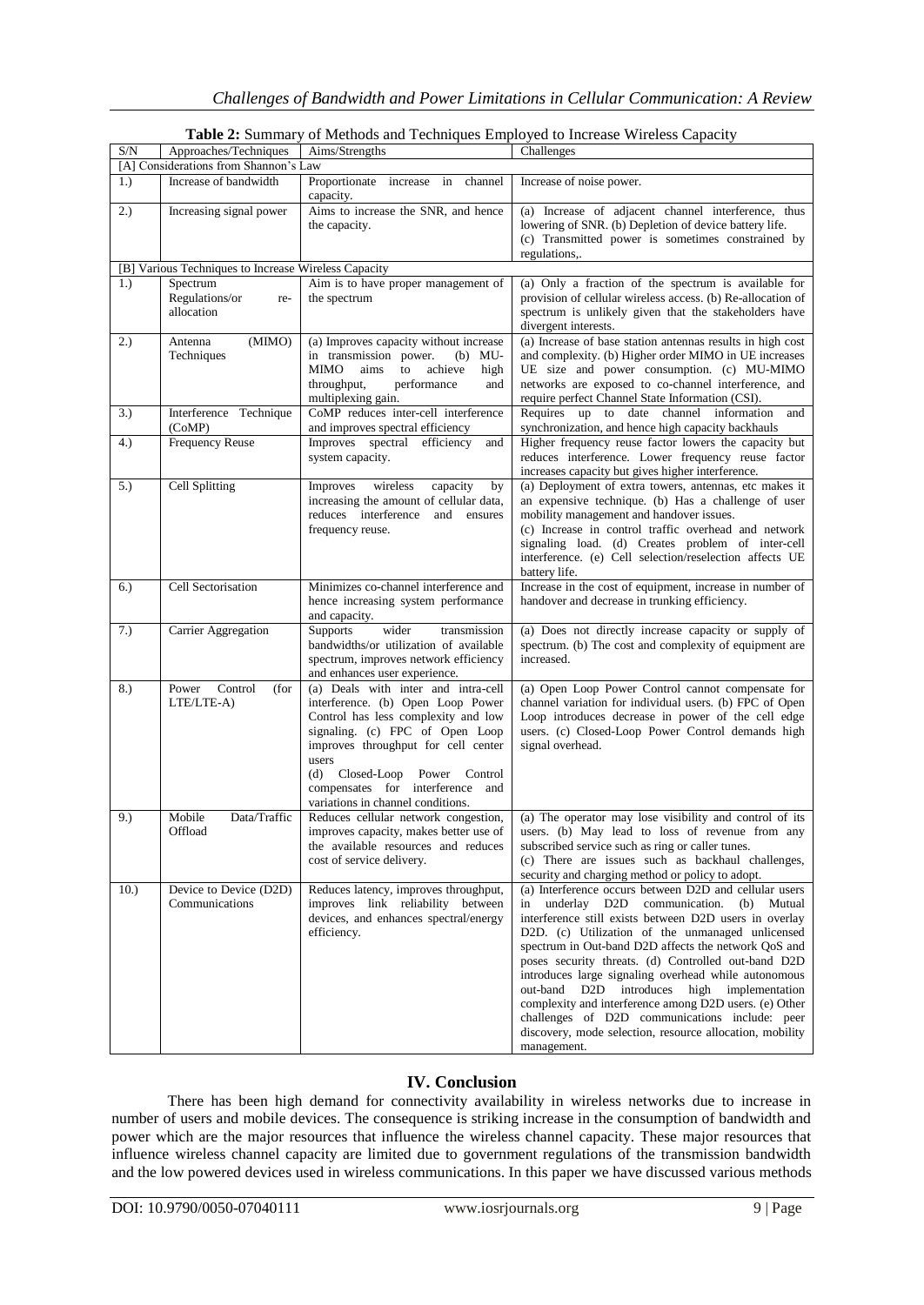**Table 2:** Summary of Methods and Techniques Employed to Increase Wireless Capacity

| S/N | Approaches/Techniques | Aims/Strengths | Challenges |
|---|---|---|---|
| [A] Considerations from Shannon's Law | | | |
| 1.) | Increase of bandwidth | Proportionate increase in channel capacity. | Increase of noise power. |
| 2.) | Increasing signal power | Aims to increase the SNR, and hence the capacity. | (a) Increase of adjacent channel interference, thus lowering of SNR. (b) Depletion of device battery life. (c) Transmitted power is sometimes constrained by regulations,. |
| [B] Various Techniques to Increase Wireless Capacity | | | |
| 1.) | Spectrum Regulations/or re-allocation | Aim is to have proper management of the spectrum | (a) Only a fraction of the spectrum is available for provision of cellular wireless access. (b) Re-allocation of spectrum is unlikely given that the stakeholders have divergent interests. |
| 2.) | Antenna (MIMO) Techniques | (a) Improves capacity without increase in transmission power. (b) MU-MIMO aims to achieve high throughput, performance and multiplexing gain. | (a) Increase of base station antennas results in high cost and complexity. (b) Higher order MIMO in UE increases UE size and power consumption. (c) MU-MIMO networks are exposed to co-channel interference, and require perfect Channel State Information (CSI). |
| 3.) | Interference Technique (CoMP) | CoMP reduces inter-cell interference and improves spectral efficiency | Requires up to date channel information and synchronization, and hence high capacity backhauls |
| 4.) | Frequency Reuse | Improves spectral efficiency and system capacity. | Higher frequency reuse factor lowers the capacity but reduces interference. Lower frequency reuse factor increases capacity but gives higher interference. |
| 5.) | Cell Splitting | Improves wireless capacity by increasing the amount of cellular data, reduces interference and ensures frequency reuse. | (a) Deployment of extra towers, antennas, etc makes it an expensive technique. (b) Has a challenge of user mobility management and handover issues. (c) Increase in control traffic overhead and network signaling load. (d) Creates problem of inter-cell interference. (e) Cell selection/reselection affects UE battery life. |
| 6.) | Cell Sectorisation | Minimizes co-channel interference and hence increasing system performance and capacity. | Increase in the cost of equipment, increase in number of handover and decrease in trunking efficiency. |
| 7.) | Carrier Aggregation | Supports wider transmission bandwidths/or utilization of available spectrum, improves network efficiency and enhances user experience. | (a) Does not directly increase capacity or supply of spectrum. (b) The cost and complexity of equipment are increased. |
| 8.) | Power Control (for LTE/LTE-A) | (a) Deals with inter and intra-cell interference. (b) Open Loop Power Control has less complexity and low signaling. (c) FPC of Open Loop improves throughput for cell center users (d) Closed-Loop Power Control compensates for interference and variations in channel conditions. | (a) Open Loop Power Control cannot compensate for channel variation for individual users. (b) FPC of Open Loop introduces decrease in power of the cell edge users. (c) Closed-Loop Power Control demands high signal overhead. |
| 9.) | Mobile Data/Traffic Offload | Reduces cellular network congestion, improves capacity, makes better use of the available resources and reduces cost of service delivery. | (a) The operator may lose visibility and control of its users. (b) May lead to loss of revenue from any subscribed service such as ring or caller tunes. (c) There are issues such as backhaul challenges, security and charging method or policy to adopt. |
| 10.) | Device to Device (D2D) Communications | Reduces latency, improves throughput, improves link reliability between devices, and enhances spectral/energy efficiency. | (a) Interference occurs between D2D and cellular users in underlay D2D communication. (b) Mutual interference still exists between D2D users in overlay D2D. (c) Utilization of the unmanaged unlicensed spectrum in Out-band D2D affects the network QoS and poses security threats. (d) Controlled out-band D2D introduces large signaling overhead while autonomous out-band D2D introduces high implementation complexity and interference among D2D users. (e) Other challenges of D2D communications include: peer discovery, mode selection, resource allocation, mobility management. |

## IV. Conclusion

There has been high demand for connectivity availability in wireless networks due to increase in number of users and mobile devices. The consequence is striking increase in the consumption of bandwidth and power which are the major resources that influence the wireless channel capacity. These major resources that influence wireless channel capacity are limited due to government regulations of the transmission bandwidth and the low powered devices used in wireless communications. In this paper we have discussed various methods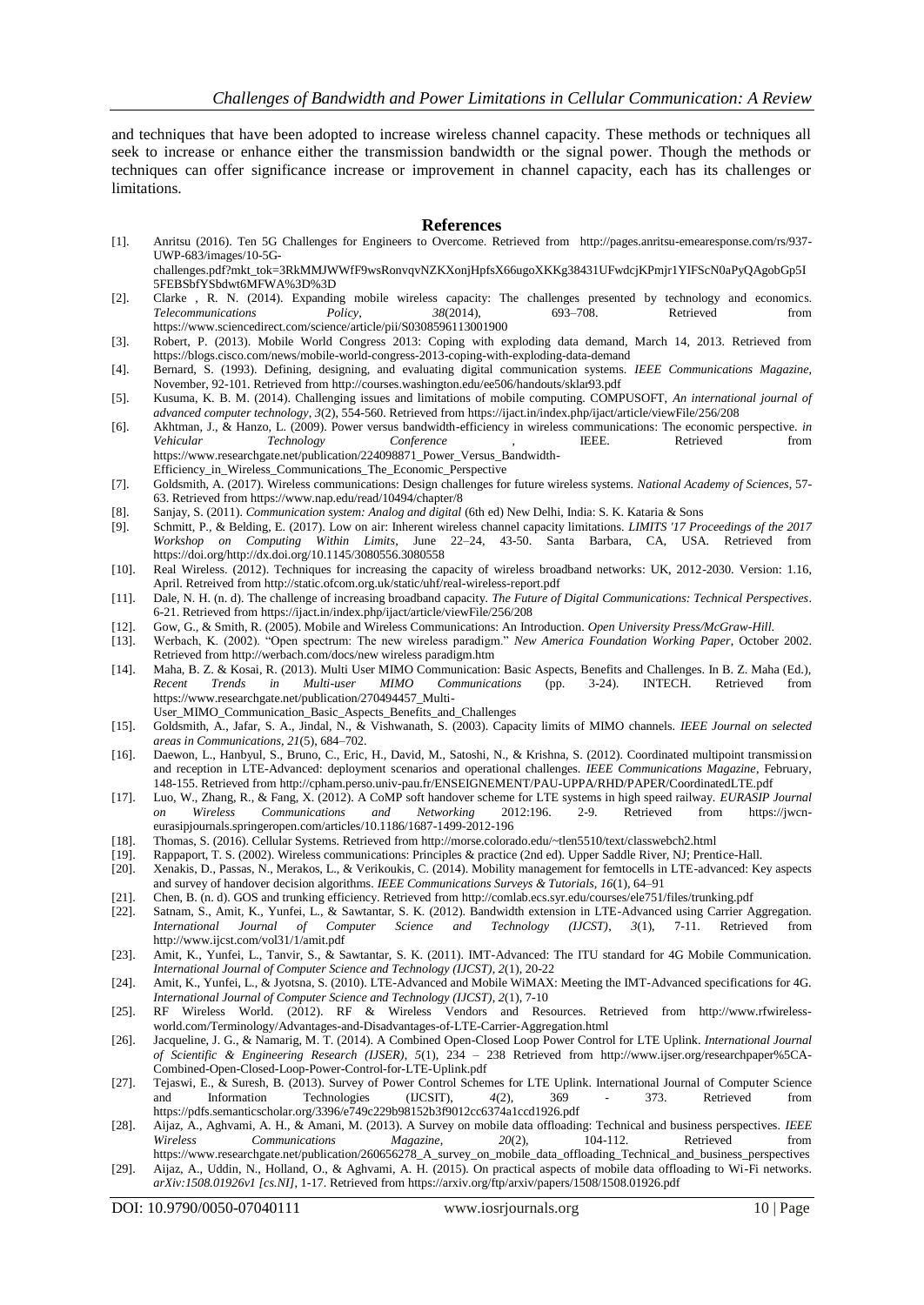and techniques that have been adopted to increase wireless channel capacity. These methods or techniques all seek to increase or enhance either the transmission bandwidth or the signal power. Though the methods or techniques can offer significance increase or improvement in channel capacity, each has its challenges or limitations.

## References

[1]. Anritsu (2016). Ten 5G Challenges for Engineers to Overcome. Retrieved from http://pages.anritsu-emearesponse.com/rs/937-UWP-683/images/10-5G-challenges.pdf?mkt_tok=3RkMMJWWfF9wsRonvqvNZKXonjHpfsX66ugoXKKg38431UFwdcjKPmjr1YIFScN0aPyQAgobGp5I5FEBSbfYSbdwt6MFWA%3D%3D

[2]. Clarke , R. N. (2014). Expanding mobile wireless capacity: The challenges presented by technology and economics. *Telecommunications Policy*, *38*(2014), 693–708. Retrieved from https://www.sciencedirect.com/science/article/pii/S0308596113001900

[3]. Robert, P. (2013). Mobile World Congress 2013: Coping with exploding data demand, March 14, 2013. Retrieved from https://blogs.cisco.com/news/mobile-world-congress-2013-coping-with-exploding-data-demand

[4]. Bernard, S. (1993). Defining, designing, and evaluating digital communication systems. *IEEE Communications Magazine*, November, 92-101. Retrieved from http://courses.washington.edu/ee506/handouts/sklar93.pdf

[5]. Kusuma, K. B. M. (2014). Challenging issues and limitations of mobile computing. COMPUSOFT, *An international journal of advanced computer technology*, *3*(2), 554-560. Retrieved from https://ijact.in/index.php/ijact/article/viewFile/256/208

[6]. Akhtman, J., & Hanzo, L. (2009). Power versus bandwidth-efficiency in wireless communications: The economic perspective. *in Vehicular Technology Conference* , IEEE. Retrieved from https://www.researchgate.net/publication/224098871_Power_Versus_Bandwidth-Efficiency_in_Wireless_Communications_The_Economic_Perspective

[7]. Goldsmith, A. (2017). Wireless communications: Design challenges for future wireless systems. *National Academy of Sciences*, 57-63. Retrieved from https://www.nap.edu/read/10494/chapter/8

[8]. Sanjay, S. (2011). *Communication system: Analog and digital* (6th ed) New Delhi, India: S. K. Kataria & Sons

[9]. Schmitt, P., & Belding, E. (2017). Low on air: Inherent wireless channel capacity limitations. *LIMITS '17 Proceedings of the 2017 Workshop on Computing Within Limits*, June 22–24, 43-50. Santa Barbara, CA, USA. Retrieved from https://doi.org/http://dx.doi.org/10.1145/3080556.3080558

[10]. Real Wireless. (2012). Techniques for increasing the capacity of wireless broadband networks: UK, 2012-2030. Version: 1.16, April. Retreived from http://static.ofcom.org.uk/static/uhf/real-wireless-report.pdf

[11]. Dale, N. H. (n. d). The challenge of increasing broadband capacity. *The Future of Digital Communications: Technical Perspectives*. 6-21. Retrieved from https://ijact.in/index.php/ijact/article/viewFile/256/208

[12]. Gow, G., & Smith, R. (2005). Mobile and Wireless Communications: An Introduction. *Open University Press/McGraw-Hill.*

[13]. Werbach, K. (2002). "Open spectrum: The new wireless paradigm." *New America Foundation Working Paper*, October 2002. Retrieved from http://werbach.com/docs/new wireless paradigm.htm

[14]. Maha, B. Z. & Kosai, R. (2013). Multi User MIMO Communication: Basic Aspects, Benefits and Challenges. In B. Z. Maha (Ed.), *Recent Trends in Multi-user MIMO Communications* (pp. 3-24). INTECH. Retrieved from https://www.researchgate.net/publication/270494457_Multi-User_MIMO_Communication_Basic_Aspects_Benefits_and_Challenges

[15]. Goldsmith, A., Jafar, S. A., Jindal, N., & Vishwanath, S. (2003). Capacity limits of MIMO channels. *IEEE Journal on selected areas in Communications*, *21*(5), 684–702.

[16]. Daewon, L., Hanbyul, S., Bruno, C., Eric, H., David, M., Satoshi, N., & Krishna, S. (2012). Coordinated multipoint transmission and reception in LTE-Advanced: deployment scenarios and operational challenges. *IEEE Communications Magazine*, February, 148-155. Retrieved from http://cpham.perso.univ-pau.fr/ENSEIGNEMENT/PAU-UPPA/RHD/PAPER/CoordinatedLTE.pdf

[17]. Luo, W., Zhang, R., & Fang, X. (2012). A CoMP soft handover scheme for LTE systems in high speed railway. *EURASIP Journal on Wireless Communications and Networking* 2012:196. 2-9. Retrieved from https://jwcn-eurasipjournals.springeropen.com/articles/10.1186/1687-1499-2012-196

[18]. Thomas, S. (2016). Cellular Systems. Retrieved from http://morse.colorado.edu/~tlen5510/text/classwebch2.html

[19]. Rappaport, T. S. (2002). Wireless communications: Principles & practice (2nd ed). Upper Saddle River, NJ; Prentice-Hall.

[20]. Xenakis, D., Passas, N., Merakos, L., & Verikoukis, C. (2014). Mobility management for femtocells in LTE-advanced: Key aspects and survey of handover decision algorithms. *IEEE Communications Surveys & Tutorials*, *16*(1), 64–91

[21]. Chen, B. (n. d). GOS and trunking efficiency. Retrieved from http://comlab.ecs.syr.edu/courses/ele751/files/trunking.pdf

[22]. Satnam, S., Amit, K., Yunfei, L., & Sawtantar, S. K. (2012). Bandwidth extension in LTE-Advanced using Carrier Aggregation. *International Journal of Computer Science and Technology (IJCST)*, *3*(1), 7-11. Retrieved from http://www.ijcst.com/vol31/1/amit.pdf

[23]. Amit, K., Yunfei, L., Tanvir, S., & Sawtantar, S. K. (2011). IMT-Advanced: The ITU standard for 4G Mobile Communication. *International Journal of Computer Science and Technology (IJCST)*, *2*(1), 20-22

[24]. Amit, K., Yunfei, L., & Jyotsna, S. (2010). LTE-Advanced and Mobile WiMAX: Meeting the IMT-Advanced specifications for 4G. *International Journal of Computer Science and Technology (IJCST)*, *2*(1), 7-10

[25]. RF Wireless World. (2012). RF & Wireless Vendors and Resources. Retrieved from http://www.rfwireless-world.com/Terminology/Advantages-and-Disadvantages-of-LTE-Carrier-Aggregation.html

[26]. Jacqueline, J. G., & Namarig, M. T. (2014). A Combined Open-Closed Loop Power Control for LTE Uplink. *International Journal of Scientific & Engineering Research (IJSER)*, *5*(1), 234 – 238 Retrieved from http://www.ijser.org/researchpaper%5CA-Combined-Open-Closed-Loop-Power-Control-for-LTE-Uplink.pdf

[27]. Tejaswi, E., & Suresh, B. (2013). Survey of Power Control Schemes for LTE Uplink. International Journal of Computer Science and Information Technologies (IJCSIT), *4*(2), 369 - 373. Retrieved from https://pdfs.semanticscholar.org/3396/e749c229b98152b3f9012cc6374a1ccd1926.pdf

[28]. Aijaz, A., Aghvami, A. H., & Amani, M. (2013). A Survey on mobile data offloading: Technical and business perspectives. *IEEE Wireless Communications Magazine*, *20*(2), 104-112. Retrieved from https://www.researchgate.net/publication/260656278_A_survey_on_mobile_data_offloading_Technical_and_business_perspectives

[29]. Aijaz, A., Uddin, N., Holland, O., & Aghvami, A. H. (2015). On practical aspects of mobile data offloading to Wi-Fi networks. *arXiv:1508.01926v1 [cs.NI]*, 1-17. Retrieved from https://arxiv.org/ftp/arxiv/papers/1508/1508.01926.pdf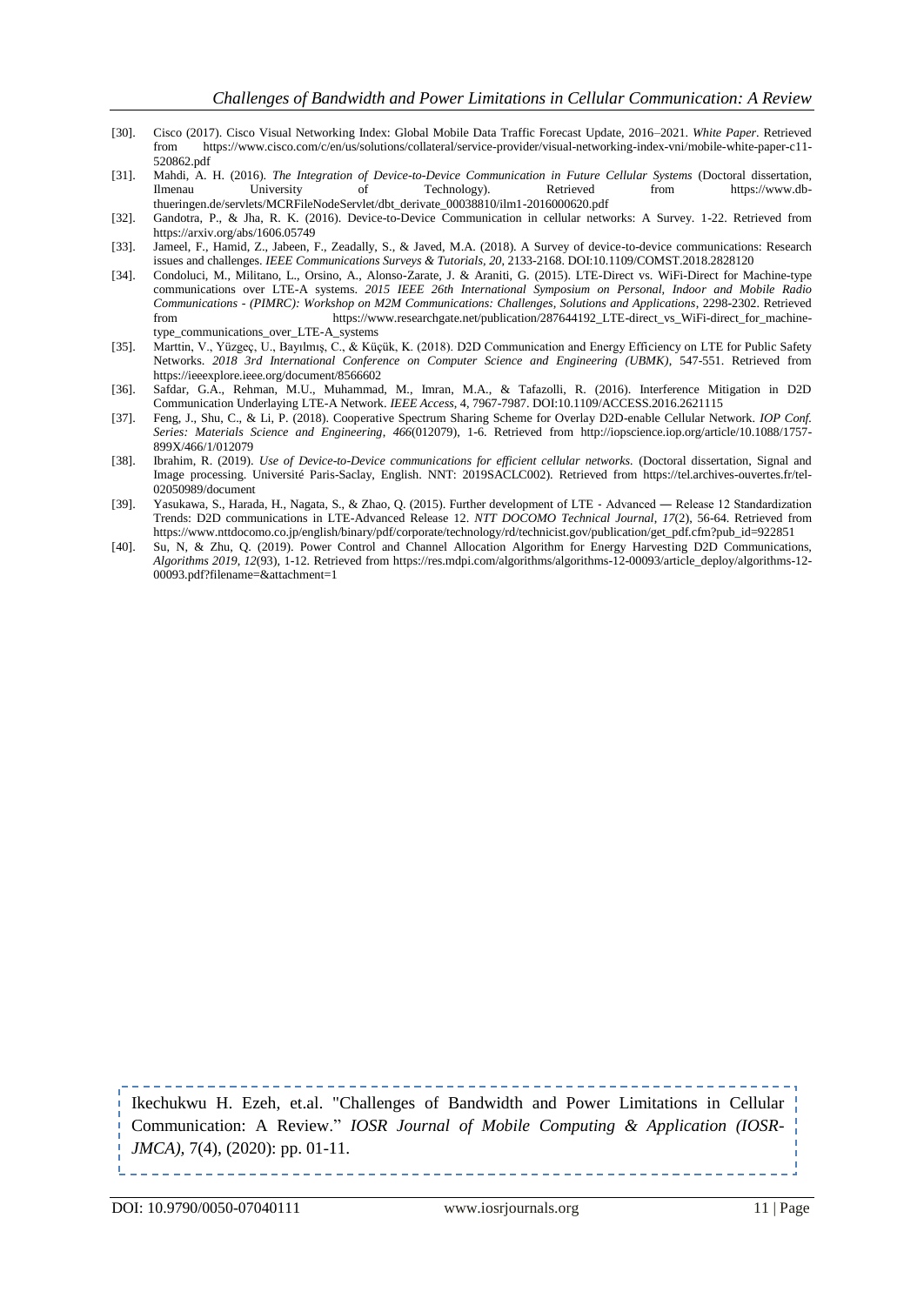[30]. Cisco (2017). Cisco Visual Networking Index: Global Mobile Data Traffic Forecast Update, 2016–2021. *White Paper*. Retrieved from https://www.cisco.com/c/en/us/solutions/collateral/service-provider/visual-networking-index-vni/mobile-white-paper-c11-520862.pdf

[31]. Mahdi, A. H. (2016). *The Integration of Device-to-Device Communication in Future Cellular Systems* (Doctoral dissertation, Ilmenau University of Technology). Retrieved from https://www.db-thueringen.de/servlets/MCRFileNodeServlet/dbt_derivate_00038810/ilm1-2016000620.pdf

[32]. Gandotra, P., & Jha, R. K. (2016). Device-to-Device Communication in cellular networks: A Survey. 1-22. Retrieved from https://arxiv.org/abs/1606.05749

[33]. Jameel, F., Hamid, Z., Jabeen, F., Zeadally, S., & Javed, M.A. (2018). A Survey of device-to-device communications: Research issues and challenges. *IEEE Communications Surveys & Tutorials, 20*, 2133-2168. DOI:10.1109/COMST.2018.2828120

[34]. Condoluci, M., Militano, L., Orsino, A., Alonso-Zarate, J. & Araniti, G. (2015). LTE-Direct vs. WiFi-Direct for Machine-type communications over LTE-A systems. *2015 IEEE 26th International Symposium on Personal, Indoor and Mobile Radio Communications - (PIMRC): Workshop on M2M Communications: Challenges, Solutions and Applications*, 2298-2302. Retrieved from https://www.researchgate.net/publication/287644192_LTE-direct_vs_WiFi-direct_for_machine-type_communications_over_LTE-A_systems

[35]. Marttin, V., Yüzgeç, U., Bayılmış, C., & Küçük, K. (2018). D2D Communication and Energy Efficiency on LTE for Public Safety Networks. *2018 3rd International Conference on Computer Science and Engineering (UBMK)*, 547-551. Retrieved from https://ieeexplore.ieee.org/document/8566602

[36]. Safdar, G.A., Rehman, M.U., Muhammad, M., Imran, M.A., & Tafazolli, R. (2016). Interference Mitigation in D2D Communication Underlaying LTE-A Network. *IEEE Access*, 4, 7967-7987. DOI:10.1109/ACCESS.2016.2621115

[37]. Feng, J., Shu, C., & Li, P. (2018). Cooperative Spectrum Sharing Scheme for Overlay D2D-enable Cellular Network. *IOP Conf. Series: Materials Science and Engineering*, *466*(012079), 1-6. Retrieved from http://iopscience.iop.org/article/10.1088/1757-899X/466/1/012079

[38]. Ibrahim, R. (2019). *Use of Device-to-Device communications for efficient cellular networks.* (Doctoral dissertation, Signal and Image processing. Université Paris-Saclay, English. NNT: 2019SACLC002). Retrieved from https://tel.archives-ouvertes.fr/tel-02050989/document

[39]. Yasukawa, S., Harada, H., Nagata, S., & Zhao, Q. (2015). Further development of LTE - Advanced ― Release 12 Standardization Trends: D2D communications in LTE-Advanced Release 12. *NTT DOCOMO Technical Journal*, *17*(2), 56-64. Retrieved from https://www.nttdocomo.co.jp/english/binary/pdf/corporate/technology/rd/technicist.gov/publication/get_pdf.cfm?pub_id=922851

[40]. Su, N, & Zhu, Q. (2019). Power Control and Channel Allocation Algorithm for Energy Harvesting D2D Communications, *Algorithms 2019*, *12*(93), 1-12. Retrieved from https://res.mdpi.com/algorithms/algorithms-12-00093/article_deploy/algorithms-12-00093.pdf?filename=&attachment=1

Ikechukwu H. Ezeh, et.al. "Challenges of Bandwidth and Power Limitations in Cellular Communication: A Review." *IOSR Journal of Mobile Computing & Application (IOSR-JMCA)*, 7(4), (2020): pp. 01-11.